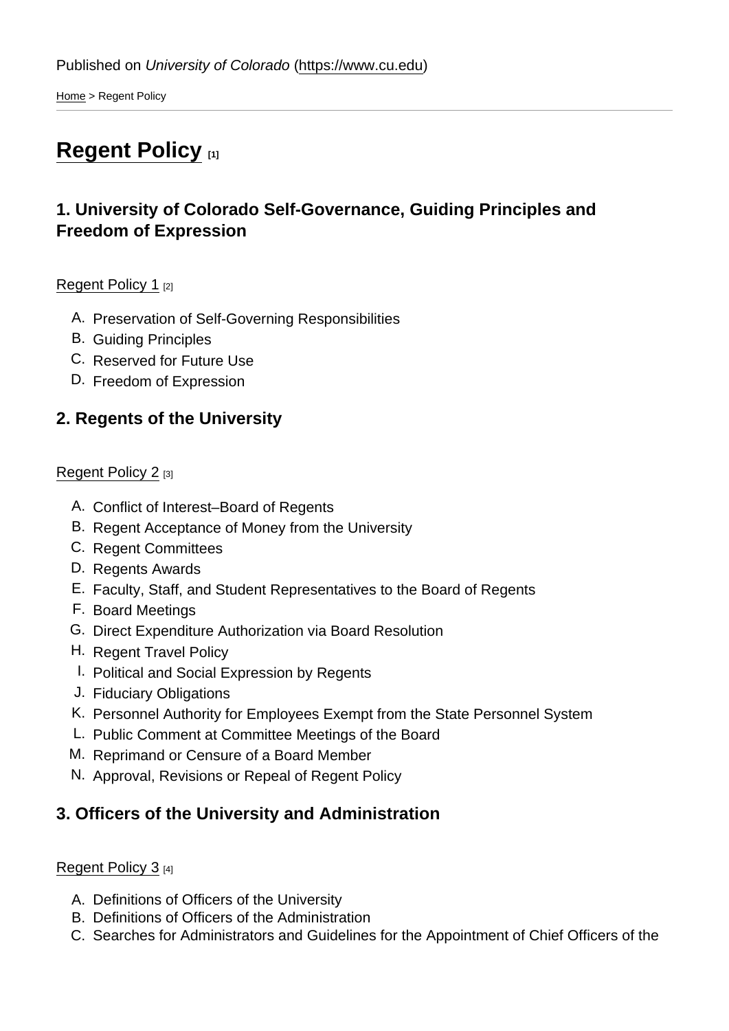Published on *University of Colorado* (https://www.cu.edu)

Home > Regent Policy

# Regent Policy [1]

## 1. University of Colorado Self-Governance, Guiding Principles and Freedom of Expression

Regent Policy 1 [2]

A. Preservation of Self-Governing Responsibilities
B. Guiding Principles
C. Reserved for Future Use
D. Freedom of Expression

## 2. Regents of the University

Regent Policy 2 [3]

A. Conflict of Interest–Board of Regents
B. Regent Acceptance of Money from the University
C. Regent Committees
D. Regents Awards
E. Faculty, Staff, and Student Representatives to the Board of Regents
F. Board Meetings
G. Direct Expenditure Authorization via Board Resolution
H. Regent Travel Policy
I. Political and Social Expression by Regents
J. Fiduciary Obligations
K. Personnel Authority for Employees Exempt from the State Personnel System
L. Public Comment at Committee Meetings of the Board
M. Reprimand or Censure of a Board Member
N. Approval, Revisions or Repeal of Regent Policy

## 3. Officers of the University and Administration

Regent Policy 3 [4]

A. Definitions of Officers of the University
B. Definitions of Officers of the Administration
C. Searches for Administrators and Guidelines for the Appointment of Chief Officers of the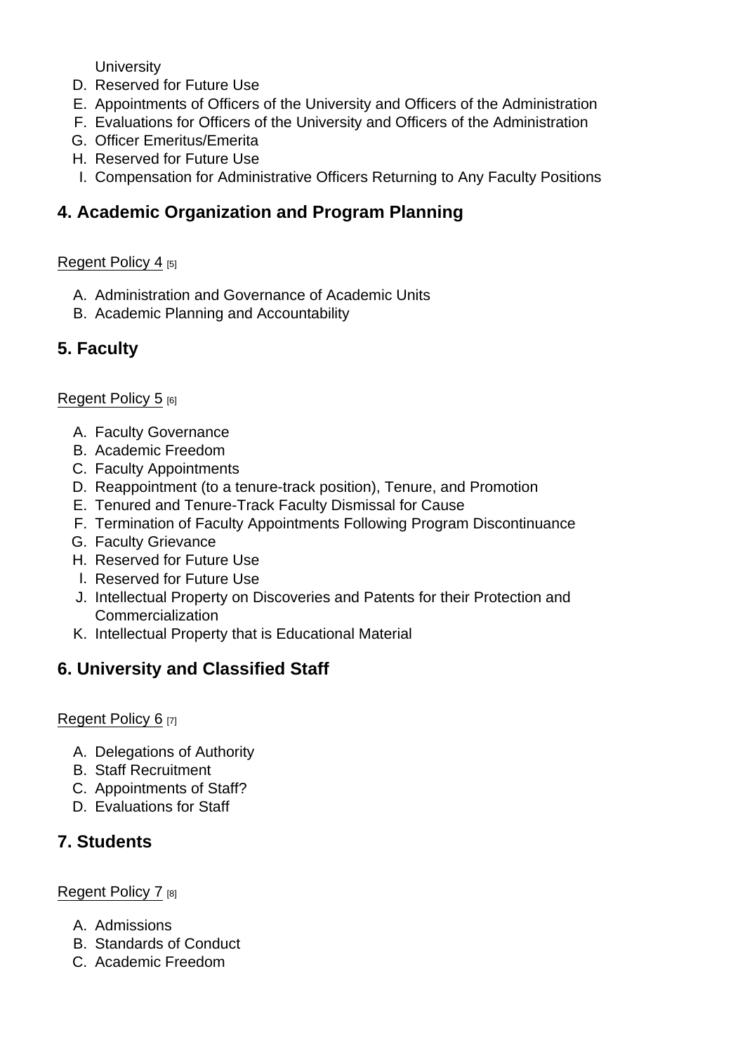University

D. Reserved for Future Use
E. Appointments of Officers of the University and Officers of the Administration
F. Evaluations for Officers of the University and Officers of the Administration
G. Officer Emeritus/Emerita
H. Reserved for Future Use
I. Compensation for Administrative Officers Returning to Any Faculty Positions

## 4. Academic Organization and Program Planning

Regent Policy 4 [5]

A. Administration and Governance of Academic Units
B. Academic Planning and Accountability

## 5. Faculty

Regent Policy 5 [6]

A. Faculty Governance
B. Academic Freedom
C. Faculty Appointments
D. Reappointment (to a tenure-track position), Tenure, and Promotion
E. Tenured and Tenure-Track Faculty Dismissal for Cause
F. Termination of Faculty Appointments Following Program Discontinuance
G. Faculty Grievance
H. Reserved for Future Use
I. Reserved for Future Use
J. Intellectual Property on Discoveries and Patents for their Protection and Commercialization
K. Intellectual Property that is Educational Material

## 6. University and Classified Staff

Regent Policy 6 [7]

A. Delegations of Authority
B. Staff Recruitment
C. Appointments of Staff?
D. Evaluations for Staff

## 7. Students

Regent Policy 7 [8]

A. Admissions
B. Standards of Conduct
C. Academic Freedom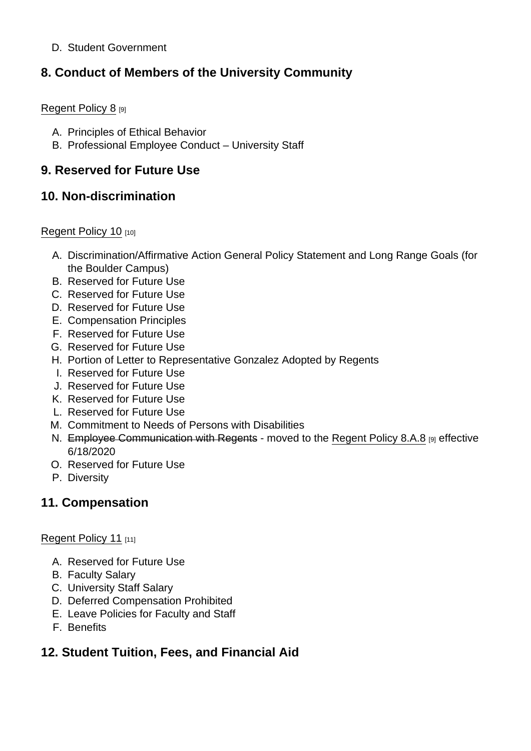D. Student Government

## 8. Conduct of Members of the University Community

Regent Policy 8 [9]

A. Principles of Ethical Behavior
B. Professional Employee Conduct – University Staff

## 9. Reserved for Future Use

## 10. Non-discrimination

Regent Policy 10 [10]

A. Discrimination/Affirmative Action General Policy Statement and Long Range Goals (for the Boulder Campus)
B. Reserved for Future Use
C. Reserved for Future Use
D. Reserved for Future Use
E. Compensation Principles
F. Reserved for Future Use
G. Reserved for Future Use
H. Portion of Letter to Representative Gonzalez Adopted by Regents
I. Reserved for Future Use
J. Reserved for Future Use
K. Reserved for Future Use
L. Reserved for Future Use
M. Commitment to Needs of Persons with Disabilities
N. ~~Employee Communication with Regents~~ - moved to the Regent Policy 8.A.8 [9] effective 6/18/2020
O. Reserved for Future Use
P. Diversity

## 11. Compensation

Regent Policy 11 [11]

A. Reserved for Future Use
B. Faculty Salary
C. University Staff Salary
D. Deferred Compensation Prohibited
E. Leave Policies for Faculty and Staff
F. Benefits

## 12. Student Tuition, Fees, and Financial Aid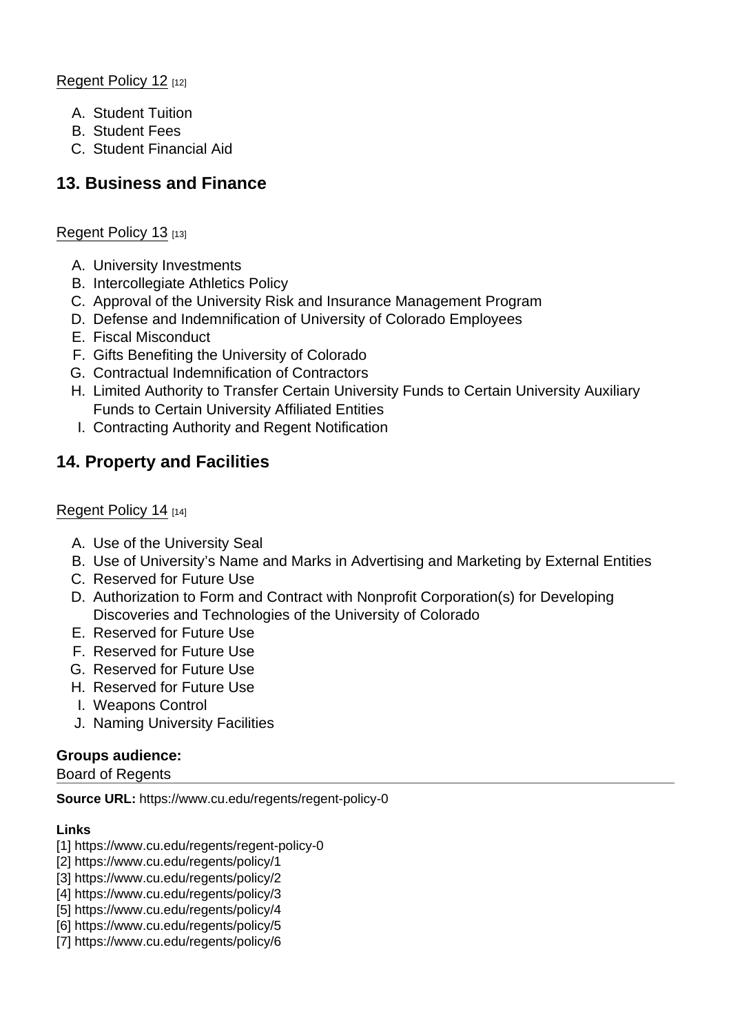[Regent Policy 12](https://www.cu.edu/regents/policy/12) [12]

A. Student Tuition
B. Student Fees
C. Student Financial Aid

## 13. Business and Finance

[Regent Policy 13](https://www.cu.edu/regents/policy/13) [13]

A. University Investments
B. Intercollegiate Athletics Policy
C. Approval of the University Risk and Insurance Management Program
D. Defense and Indemnification of University of Colorado Employees
E. Fiscal Misconduct
F. Gifts Benefiting the University of Colorado
G. Contractual Indemnification of Contractors
H. Limited Authority to Transfer Certain University Funds to Certain University Auxiliary Funds to Certain University Affiliated Entities
I. Contracting Authority and Regent Notification

## 14. Property and Facilities

[Regent Policy 14](https://www.cu.edu/regents/policy/14) [14]

A. Use of the University Seal
B. Use of University's Name and Marks in Advertising and Marketing by External Entities
C. Reserved for Future Use
D. Authorization to Form and Contract with Nonprofit Corporation(s) for Developing Discoveries and Technologies of the University of Colorado
E. Reserved for Future Use
F. Reserved for Future Use
G. Reserved for Future Use
H. Reserved for Future Use
I. Weapons Control
J. Naming University Facilities

**Groups audience:**
Board of Regents

**Source URL:** https://www.cu.edu/regents/regent-policy-0

**Links**
[1] https://www.cu.edu/regents/regent-policy-0
[2] https://www.cu.edu/regents/policy/1
[3] https://www.cu.edu/regents/policy/2
[4] https://www.cu.edu/regents/policy/3
[5] https://www.cu.edu/regents/policy/4
[6] https://www.cu.edu/regents/policy/5
[7] https://www.cu.edu/regents/policy/6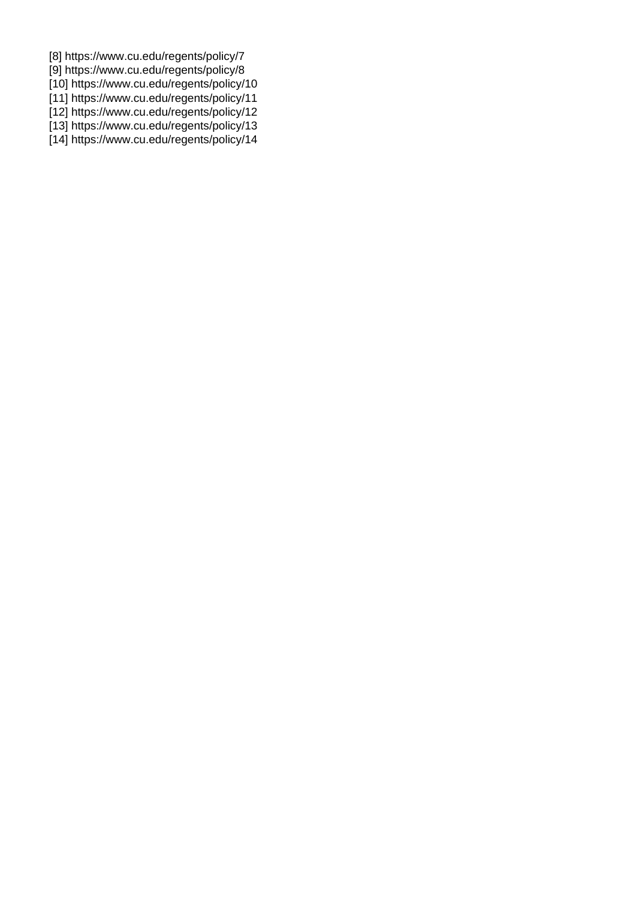[8] https://www.cu.edu/regents/policy/7
[9] https://www.cu.edu/regents/policy/8
[10] https://www.cu.edu/regents/policy/10
[11] https://www.cu.edu/regents/policy/11
[12] https://www.cu.edu/regents/policy/12
[13] https://www.cu.edu/regents/policy/13
[14] https://www.cu.edu/regents/policy/14